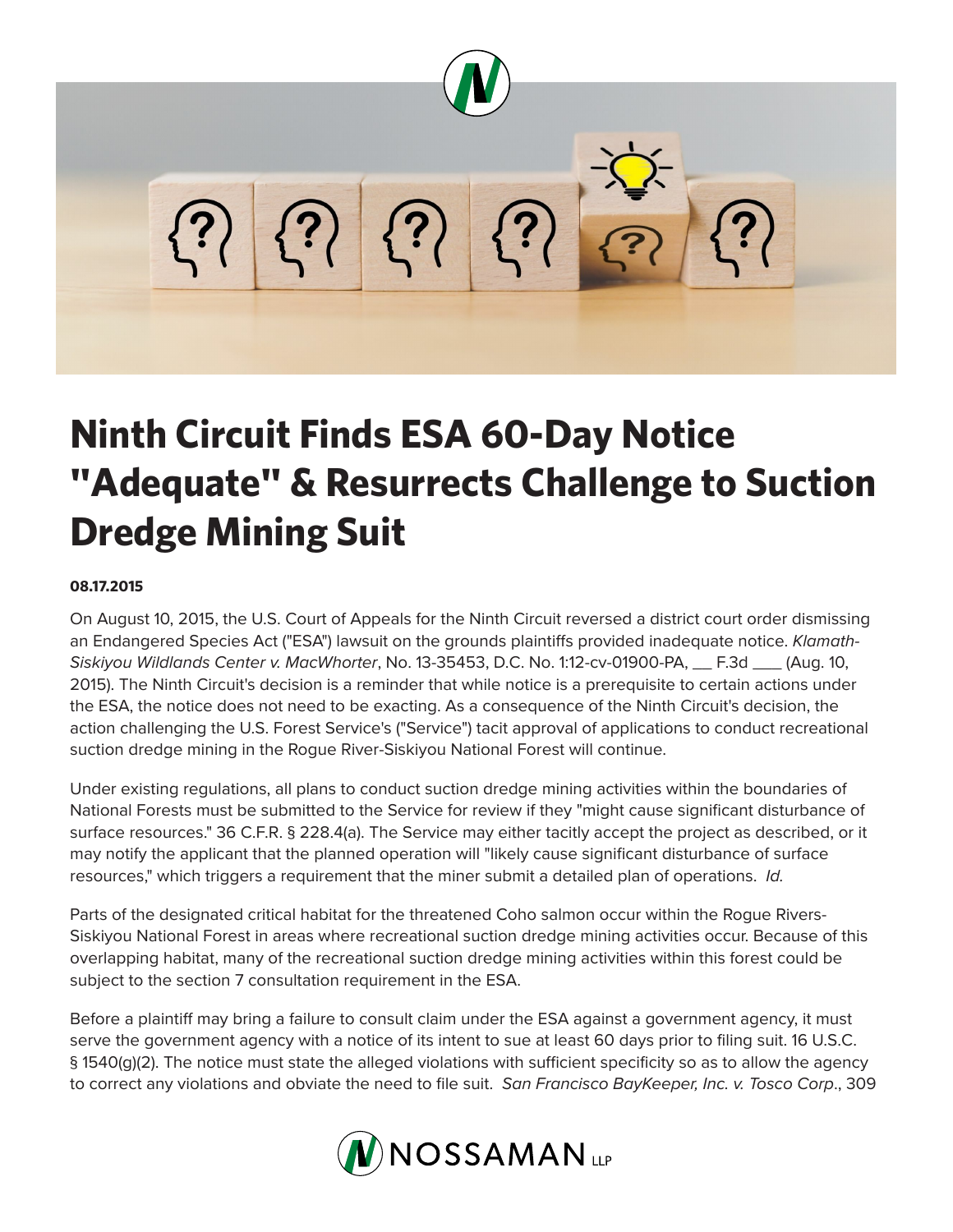# Ninth Circuit Finds ESA 60-Day Notice "Adequate" & Resurrects Challenge to Suction Dredge Mining Suit

**08.17.2015**

On August 10, 2015, the U.S. Court of Appeals for the Ninth Circuit reversed a district court order dismissing an Endangered Species Act ("ESA") lawsuit on the grounds plaintiffs provided inadequate notice. *Klamath-Siskiyou Wildlands Center v. MacWhorter*, No. 13-35453, D.C. No. 1:12-cv-01900-PA, __ F.3d ___ (Aug. 10, 2015). The Ninth Circuit's decision is a reminder that while notice is a prerequisite to certain actions under the ESA, the notice does not need to be exacting. As a consequence of the Ninth Circuit's decision, the action challenging the U.S. Forest Service's ("Service") tacit approval of applications to conduct recreational suction dredge mining in the Rogue River-Siskiyou National Forest will continue.

Under existing regulations, all plans to conduct suction dredge mining activities within the boundaries of National Forests must be submitted to the Service for review if they "might cause significant disturbance of surface resources." 36 C.F.R. § 228.4(a). The Service may either tacitly accept the project as described, or it may notify the applicant that the planned operation will "likely cause significant disturbance of surface resources," which triggers a requirement that the miner submit a detailed plan of operations. *Id.*

Parts of the designated critical habitat for the threatened Coho salmon occur within the Rogue Rivers-Siskiyou National Forest in areas where recreational suction dredge mining activities occur. Because of this overlapping habitat, many of the recreational suction dredge mining activities within this forest could be subject to the section 7 consultation requirement in the ESA.

Before a plaintiff may bring a failure to consult claim under the ESA against a government agency, it must serve the government agency with a notice of its intent to sue at least 60 days prior to filing suit. 16 U.S.C. § 1540(g)(2). The notice must state the alleged violations with sufficient specificity so as to allow the agency to correct any violations and obviate the need to file suit. *San Francisco BayKeeper, Inc. v. Tosco Corp.*, 309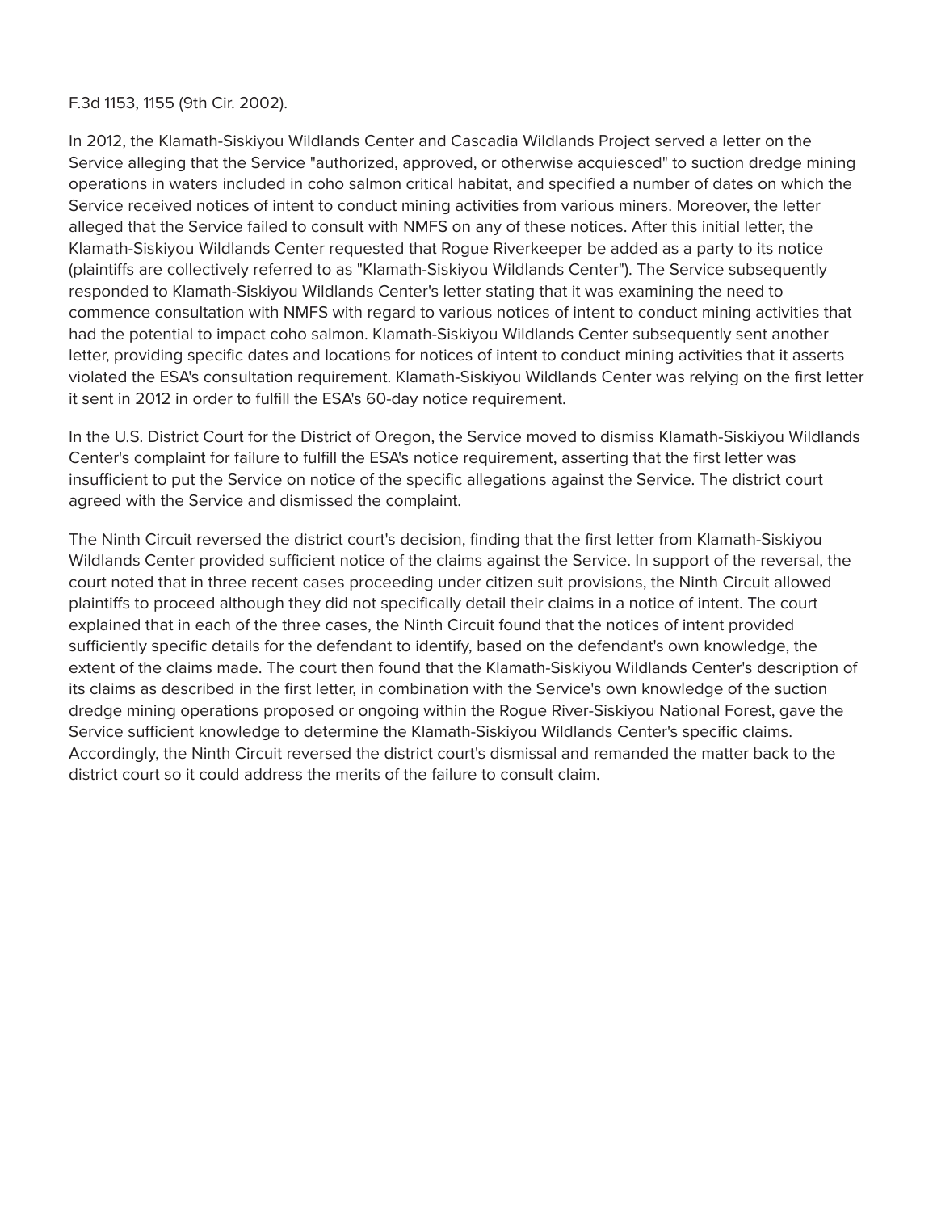F.3d 1153, 1155 (9th Cir. 2002).

In 2012, the Klamath-Siskiyou Wildlands Center and Cascadia Wildlands Project served a letter on the Service alleging that the Service "authorized, approved, or otherwise acquiesced" to suction dredge mining operations in waters included in coho salmon critical habitat, and specified a number of dates on which the Service received notices of intent to conduct mining activities from various miners. Moreover, the letter alleged that the Service failed to consult with NMFS on any of these notices. After this initial letter, the Klamath-Siskiyou Wildlands Center requested that Rogue Riverkeeper be added as a party to its notice (plaintiffs are collectively referred to as "Klamath-Siskiyou Wildlands Center"). The Service subsequently responded to Klamath-Siskiyou Wildlands Center's letter stating that it was examining the need to commence consultation with NMFS with regard to various notices of intent to conduct mining activities that had the potential to impact coho salmon. Klamath-Siskiyou Wildlands Center subsequently sent another letter, providing specific dates and locations for notices of intent to conduct mining activities that it asserts violated the ESA's consultation requirement. Klamath-Siskiyou Wildlands Center was relying on the first letter it sent in 2012 in order to fulfill the ESA's 60-day notice requirement.

In the U.S. District Court for the District of Oregon, the Service moved to dismiss Klamath-Siskiyou Wildlands Center's complaint for failure to fulfill the ESA's notice requirement, asserting that the first letter was insufficient to put the Service on notice of the specific allegations against the Service. The district court agreed with the Service and dismissed the complaint.

The Ninth Circuit reversed the district court's decision, finding that the first letter from Klamath-Siskiyou Wildlands Center provided sufficient notice of the claims against the Service. In support of the reversal, the court noted that in three recent cases proceeding under citizen suit provisions, the Ninth Circuit allowed plaintiffs to proceed although they did not specifically detail their claims in a notice of intent. The court explained that in each of the three cases, the Ninth Circuit found that the notices of intent provided sufficiently specific details for the defendant to identify, based on the defendant's own knowledge, the extent of the claims made. The court then found that the Klamath-Siskiyou Wildlands Center's description of its claims as described in the first letter, in combination with the Service's own knowledge of the suction dredge mining operations proposed or ongoing within the Rogue River-Siskiyou National Forest, gave the Service sufficient knowledge to determine the Klamath-Siskiyou Wildlands Center's specific claims. Accordingly, the Ninth Circuit reversed the district court's dismissal and remanded the matter back to the district court so it could address the merits of the failure to consult claim.